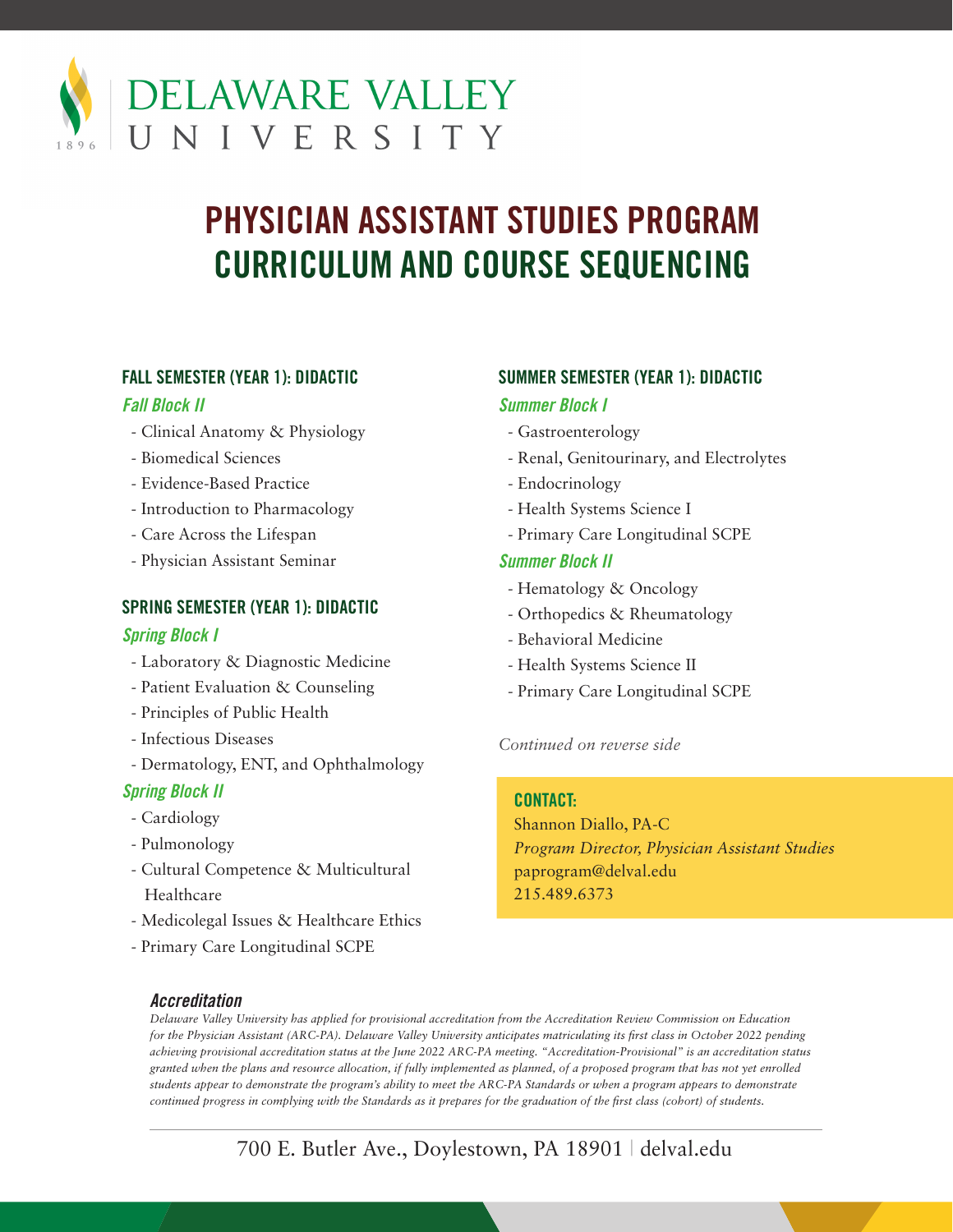DELAWARE VALLEY
UNIVERSITY
1896

# PHYSICIAN ASSISTANT STUDIES PROGRAM CURRICULUM AND COURSE SEQUENCING

## FALL SEMESTER (YEAR 1): DIDACTIC

### *Fall Block II*

- Clinical Anatomy & Physiology
- Biomedical Sciences
- Evidence-Based Practice
- Introduction to Pharmacology
- Care Across the Lifespan
- Physician Assistant Seminar

## SPRING SEMESTER (YEAR 1): DIDACTIC

### *Spring Block I*

- Laboratory & Diagnostic Medicine
- Patient Evaluation & Counseling
- Principles of Public Health
- Infectious Diseases
- Dermatology, ENT, and Ophthalmology

### *Spring Block II*

- Cardiology
- Pulmonology
- Cultural Competence & Multicultural Healthcare
- Medicolegal Issues & Healthcare Ethics
- Primary Care Longitudinal SCPE

## SUMMER SEMESTER (YEAR 1): DIDACTIC

### *Summer Block I*

- Gastroenterology
- Renal, Genitourinary, and Electrolytes
- Endocrinology
- Health Systems Science I
- Primary Care Longitudinal SCPE

### *Summer Block II*

- Hematology & Oncology
- Orthopedics & Rheumatology
- Behavioral Medicine
- Health Systems Science II
- Primary Care Longitudinal SCPE

*Continued on reverse side*

**CONTACT:**

Shannon Diallo, PA-C
*Program Director, Physician Assistant Studies*
paprogram@delval.edu
215.489.6373

### *Accreditation*

*Delaware Valley University has applied for provisional accreditation from the Accreditation Review Commission on Education for the Physician Assistant (ARC-PA). Delaware Valley University anticipates matriculating its first class in October 2022 pending achieving provisional accreditation status at the June 2022 ARC-PA meeting. "Accreditation-Provisional" is an accreditation status granted when the plans and resource allocation, if fully implemented as planned, of a proposed program that has not yet enrolled students appear to demonstrate the program's ability to meet the ARC-PA Standards or when a program appears to demonstrate continued progress in complying with the Standards as it prepares for the graduation of the first class (cohort) of students.*

700 E. Butler Ave., Doylestown, PA 18901 | delval.edu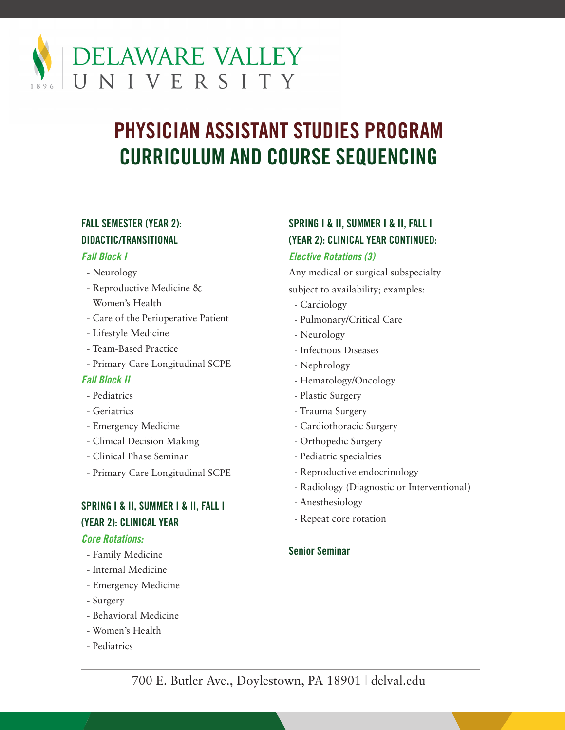DELAWARE VALLEY UNIVERSITY

1896

# PHYSICIAN ASSISTANT STUDIES PROGRAM CURRICULUM AND COURSE SEQUENCING

## FALL SEMESTER (YEAR 2): DIDACTIC/TRANSITIONAL

### *Fall Block I*

- Neurology
- Reproductive Medicine & Women's Health
- Care of the Perioperative Patient
- Lifestyle Medicine
- Team-Based Practice
- Primary Care Longitudinal SCPE

### *Fall Block II*

- Pediatrics
- Geriatrics
- Emergency Medicine
- Clinical Decision Making
- Clinical Phase Seminar
- Primary Care Longitudinal SCPE

## SPRING I & II, SUMMER I & II, FALL I (YEAR 2): CLINICAL YEAR

### *Core Rotations:*

- Family Medicine
- Internal Medicine
- Emergency Medicine
- Surgery
- Behavioral Medicine
- Women's Health
- Pediatrics

## SPRING I & II, SUMMER I & II, FALL I (YEAR 2): CLINICAL YEAR CONTINUED:

### *Elective Rotations (3)*

Any medical or surgical subspecialty subject to availability; examples:

- Cardiology
- Pulmonary/Critical Care
- Neurology
- Infectious Diseases
- Nephrology
- Hematology/Oncology
- Plastic Surgery
- Trauma Surgery
- Cardiothoracic Surgery
- Orthopedic Surgery
- Pediatric specialties
- Reproductive endocrinology
- Radiology (Diagnostic or Interventional)
- Anesthesiology
- Repeat core rotation

### Senior Seminar

700 E. Butler Ave., Doylestown, PA 18901 | delval.edu